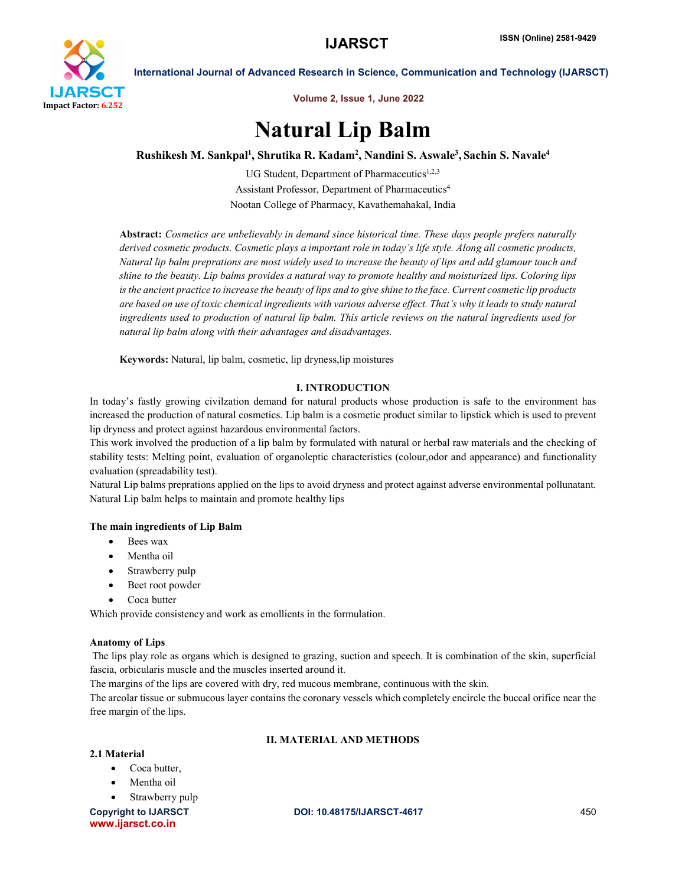# Natural Lip Balm

**Rushikesh M. Sankpal[1], Shrutika R. Kadam[2], Nandini S. Aswale[3], Sachin S. Navale[4]**

UG Student, Department of Pharmaceutics[1,2,3]
Assistant Professor, Department of Pharmaceutics[4]
Nootan College of Pharmacy, Kavathemahakal, India

**Abstract:** *Cosmetics are unbelievably in demand since historical time. These days people prefers naturally derived cosmetic products. Cosmetic plays a important role in today's life style. Along all cosmetic products, Natural lip balm preprations are most widely used to increase the beauty of lips and add glamour touch and shine to the beauty. Lip balms provides a natural way to promote healthy and moisturized lips. Coloring lips is the ancient practice to increase the beauty of lips and to give shine to the face. Current cosmetic lip products are based on use of toxic chemical ingredients with various adverse effect. That's why it leads to study natural ingredients used to production of natural lip balm. This article reviews on the natural ingredients used for natural lip balm along with their advantages and disadvantages.*

**Keywords:** Natural, lip balm, cosmetic, lip dryness,lip moistures

## I. INTRODUCTION

In today's fastly growing civilzation demand for natural products whose production is safe to the environment has increased the production of natural cosmetics. Lip balm is a cosmetic product similar to lipstick which is used to prevent lip dryness and protect against hazardous environmental factors.

This work involved the production of a lip balm by formulated with natural or herbal raw materials and the checking of stability tests: Melting point, evaluation of organoleptic characteristics (colour,odor and appearance) and functionality evaluation (spreadability test).

Natural Lip balms preprations applied on the lips to avoid dryness and protect against adverse environmental pollunatant. Natural Lip balm helps to maintain and promote healthy lips

### The main ingredients of Lip Balm

- Bees wax
- Mentha oil
- Strawberry pulp
- Beet root powder
- Coca butter

Which provide consistency and work as emollients in the formulation.

### Anatomy of Lips

The lips play role as organs which is designed to grazing, suction and speech. It is combination of the skin, superficial fascia, orbicularis muscle and the muscles inserted around it.

The margins of the lips are covered with dry, red mucous membrane, continuous with the skin.

The areolar tissue or submucous layer contains the coronary vessels which completely encircle the buccal orifice near the free margin of the lips.

## II. MATERIAL AND METHODS

### 2.1 Material

- Coca butter,
- Mentha oil
- Strawberry pulp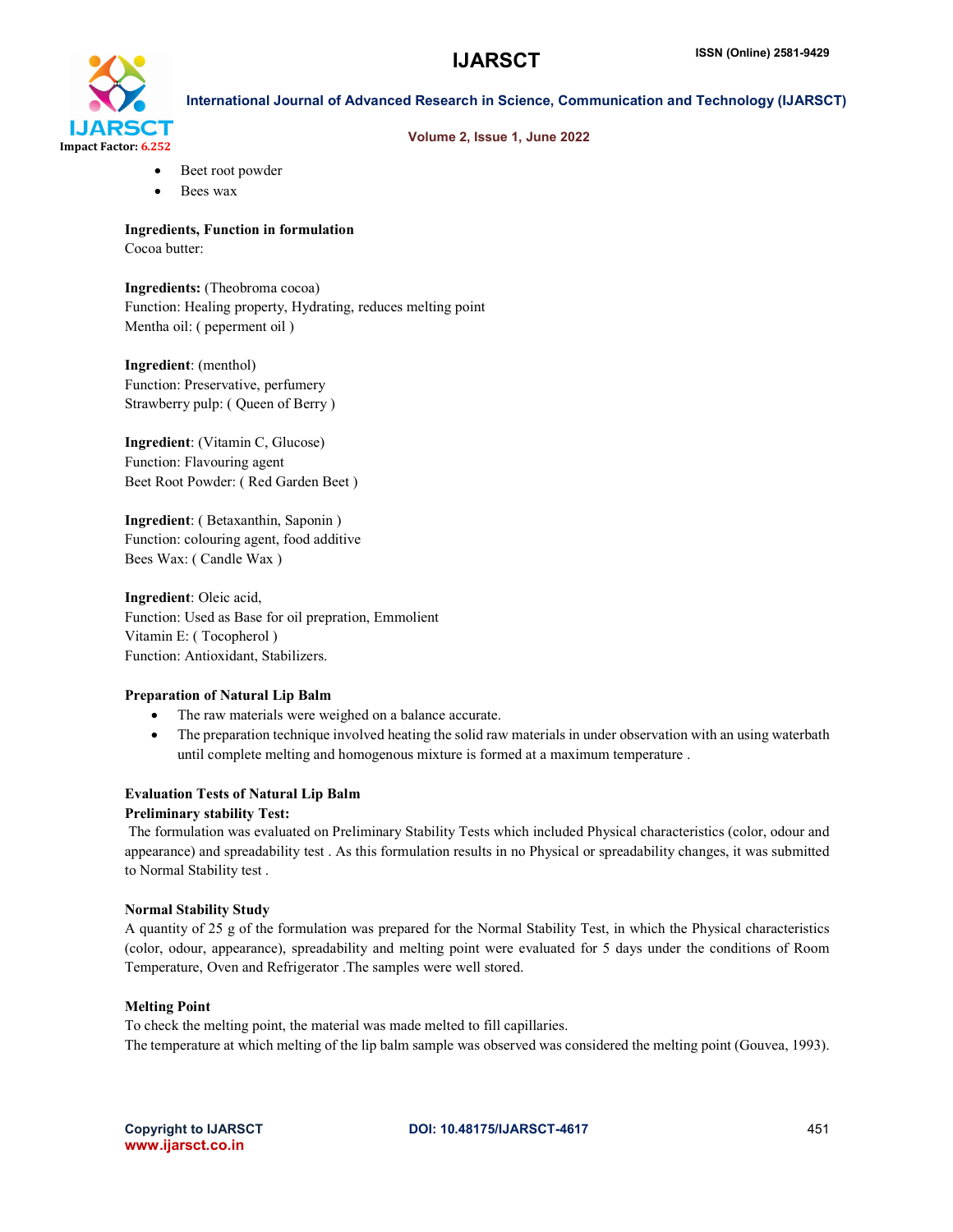- Beet root powder
- Bees wax

**Ingredients, Function in formulation**
Cocoa butter:

**Ingredients:** (Theobroma cocoa)
Function: Healing property, Hydrating, reduces melting point
Mentha oil: ( peperment oil )

**Ingredient**: (menthol)
Function: Preservative, perfumery
Strawberry pulp: ( Queen of Berry )

**Ingredient**: (Vitamin C, Glucose)
Function: Flavouring agent
Beet Root Powder: ( Red Garden Beet )

**Ingredient**: ( Betaxanthin, Saponin )
Function: colouring agent, food additive
Bees Wax: ( Candle Wax )

**Ingredient**: Oleic acid,
Function: Used as Base for oil prepration, Emmolient
Vitamin E: ( Tocopherol )
Function: Antioxidant, Stabilizers.

**Preparation of Natural Lip Balm**

- The raw materials were weighed on a balance accurate.
- The preparation technique involved heating the solid raw materials in under observation with an using waterbath until complete melting and homogenous mixture is formed at a maximum temperature .

**Evaluation Tests of Natural Lip Balm**

**Preliminary stability Test:**

The formulation was evaluated on Preliminary Stability Tests which included Physical characteristics (color, odour and appearance) and spreadability test . As this formulation results in no Physical or spreadability changes, it was submitted to Normal Stability test .

**Normal Stability Study**

A quantity of 25 g of the formulation was prepared for the Normal Stability Test, in which the Physical characteristics (color, odour, appearance), spreadability and melting point were evaluated for 5 days under the conditions of Room Temperature, Oven and Refrigerator .The samples were well stored.

**Melting Point**

To check the melting point, the material was made melted to fill capillaries.
The temperature at which melting of the lip balm sample was observed was considered the melting point (Gouvea, 1993).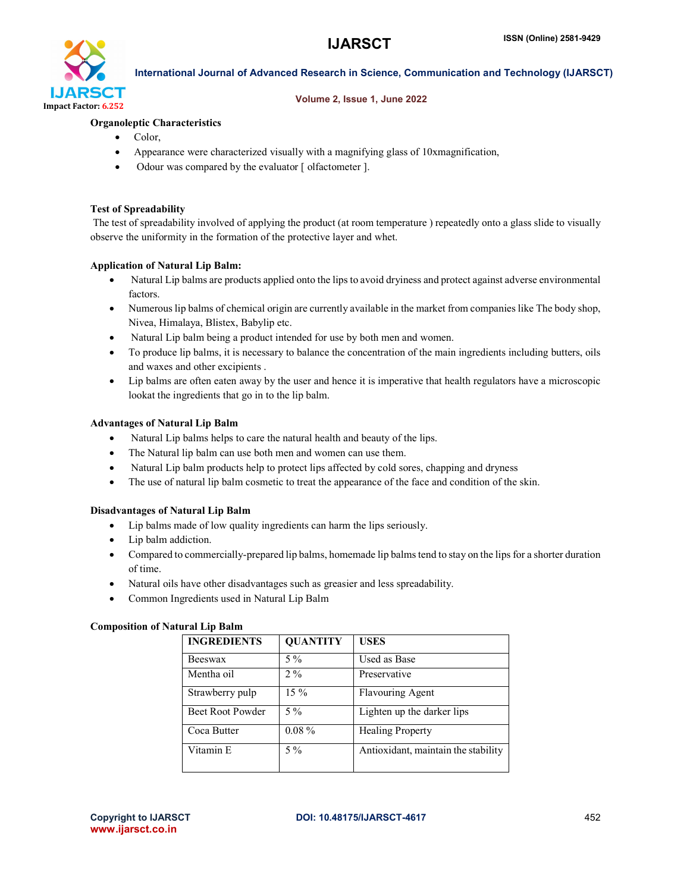**Organoleptic Characteristics**

- Color,
- Appearance were characterized visually with a magnifying glass of 10xmagnification,
- Odour was compared by the evaluator [ olfactometer ].

**Test of Spreadability**

The test of spreadability involved of applying the product (at room temperature ) repeatedly onto a glass slide to visually observe the uniformity in the formation of the protective layer and whet.

**Application of Natural Lip Balm:**

- Natural Lip balms are products applied onto the lips to avoid dryiness and protect against adverse environmental factors.
- Numerous lip balms of chemical origin are currently available in the market from companies like The body shop, Nivea, Himalaya, Blistex, Babylip etc.
- Natural Lip balm being a product intended for use by both men and women.
- To produce lip balms, it is necessary to balance the concentration of the main ingredients including butters, oils and waxes and other excipients .
- Lip balms are often eaten away by the user and hence it is imperative that health regulators have a microscopic lookat the ingredients that go in to the lip balm.

**Advantages of Natural Lip Balm**

- Natural Lip balms helps to care the natural health and beauty of the lips.
- The Natural lip balm can use both men and women can use them.
- Natural Lip balm products help to protect lips affected by cold sores, chapping and dryness
- The use of natural lip balm cosmetic to treat the appearance of the face and condition of the skin.

**Disadvantages of Natural Lip Balm**

- Lip balms made of low quality ingredients can harm the lips seriously.
- Lip balm addiction.
- Compared to commercially-prepared lip balms, homemade lip balms tend to stay on the lips for a shorter duration of time.
- Natural oils have other disadvantages such as greasier and less spreadability.
- Common Ingredients used in Natural Lip Balm

**Composition of Natural Lip Balm**

| INGREDIENTS | QUANTITY | USES |
|---|---|---|
| Beeswax | 5 % | Used as Base |
| Mentha oil | 2 % | Preservative |
| Strawberry pulp | 15 % | Flavouring Agent |
| Beet Root Powder | 5 % | Lighten up the darker lips |
| Coca Butter | 0.08 % | Healing Property |
| Vitamin E | 5 % | Antioxidant, maintain the stability |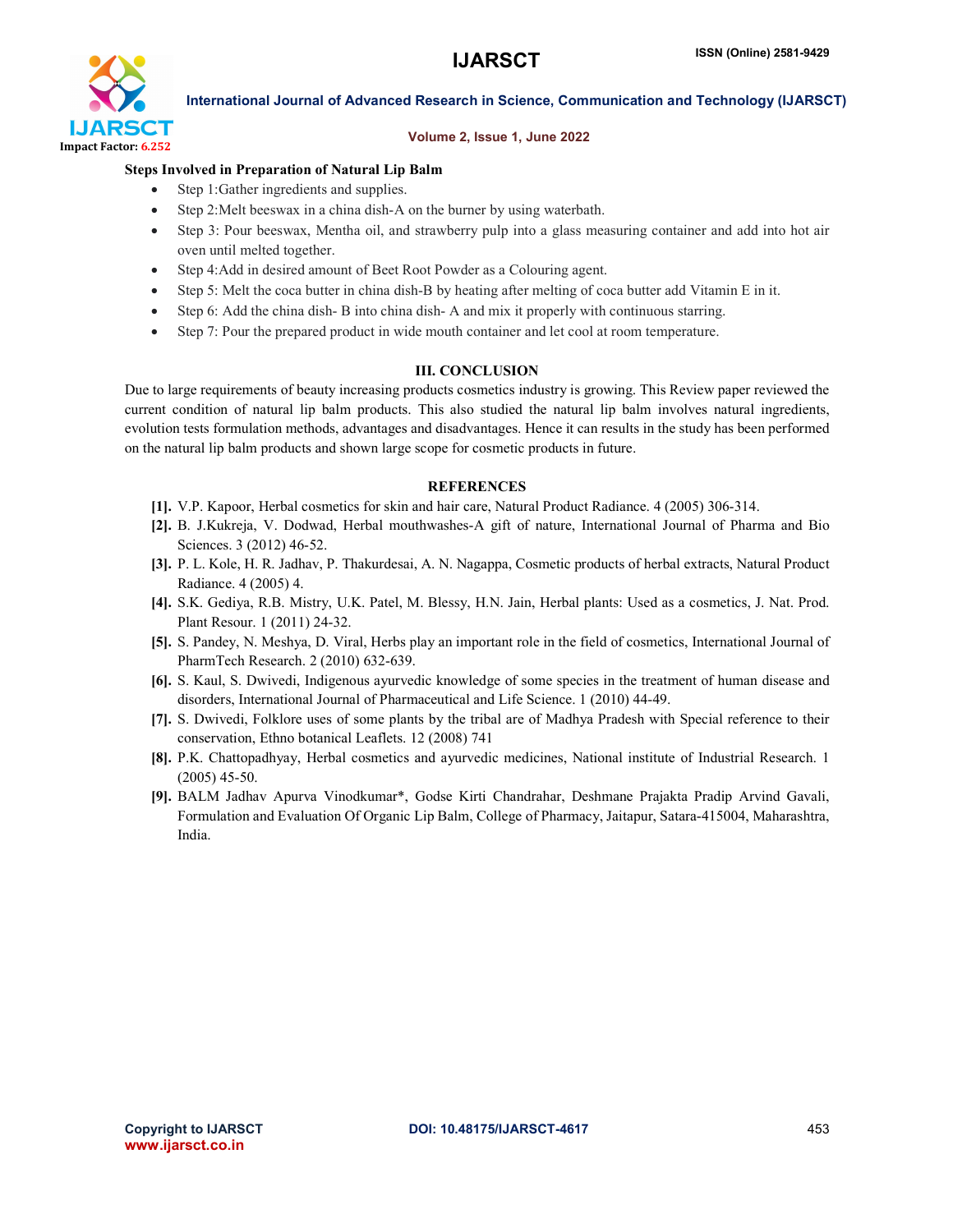### Steps Involved in Preparation of Natural Lip Balm

- Step 1:Gather ingredients and supplies.
- Step 2:Melt beeswax in a china dish-A on the burner by using waterbath.
- Step 3: Pour beeswax, Mentha oil, and strawberry pulp into a glass measuring container and add into hot air oven until melted together.
- Step 4:Add in desired amount of Beet Root Powder as a Colouring agent.
- Step 5: Melt the coca butter in china dish-B by heating after melting of coca butter add Vitamin E in it.
- Step 6: Add the china dish- B into china dish- A and mix it properly with continuous starring.
- Step 7: Pour the prepared product in wide mouth container and let cool at room temperature.

## III. CONCLUSION

Due to large requirements of beauty increasing products cosmetics industry is growing. This Review paper reviewed the current condition of natural lip balm products. This also studied the natural lip balm involves natural ingredients, evolution tests formulation methods, advantages and disadvantages. Hence it can results in the study has been performed on the natural lip balm products and shown large scope for cosmetic products in future.

## REFERENCES

**[1].** V.P. Kapoor, Herbal cosmetics for skin and hair care, Natural Product Radiance. 4 (2005) 306-314.

**[2].** B. J.Kukreja, V. Dodwad, Herbal mouthwashes-A gift of nature, International Journal of Pharma and Bio Sciences. 3 (2012) 46-52.

**[3].** P. L. Kole, H. R. Jadhav, P. Thakurdesai, A. N. Nagappa, Cosmetic products of herbal extracts, Natural Product Radiance. 4 (2005) 4.

**[4].** S.K. Gediya, R.B. Mistry, U.K. Patel, M. Blessy, H.N. Jain, Herbal plants: Used as a cosmetics, J. Nat. Prod. Plant Resour. 1 (2011) 24-32.

**[5].** S. Pandey, N. Meshya, D. Viral, Herbs play an important role in the field of cosmetics, International Journal of PharmTech Research. 2 (2010) 632-639.

**[6].** S. Kaul, S. Dwivedi, Indigenous ayurvedic knowledge of some species in the treatment of human disease and disorders, International Journal of Pharmaceutical and Life Science. 1 (2010) 44-49.

**[7].** S. Dwivedi, Folklore uses of some plants by the tribal are of Madhya Pradesh with Special reference to their conservation, Ethno botanical Leaflets. 12 (2008) 741

**[8].** P.K. Chattopadhyay, Herbal cosmetics and ayurvedic medicines, National institute of Industrial Research. 1 (2005) 45-50.

**[9].** BALM Jadhav Apurva Vinodkumar*, Godse Kirti Chandrahar, Deshmane Prajakta Pradip Arvind Gavali, Formulation and Evaluation Of Organic Lip Balm, College of Pharmacy, Jaitapur, Satara-415004, Maharashtra, India.